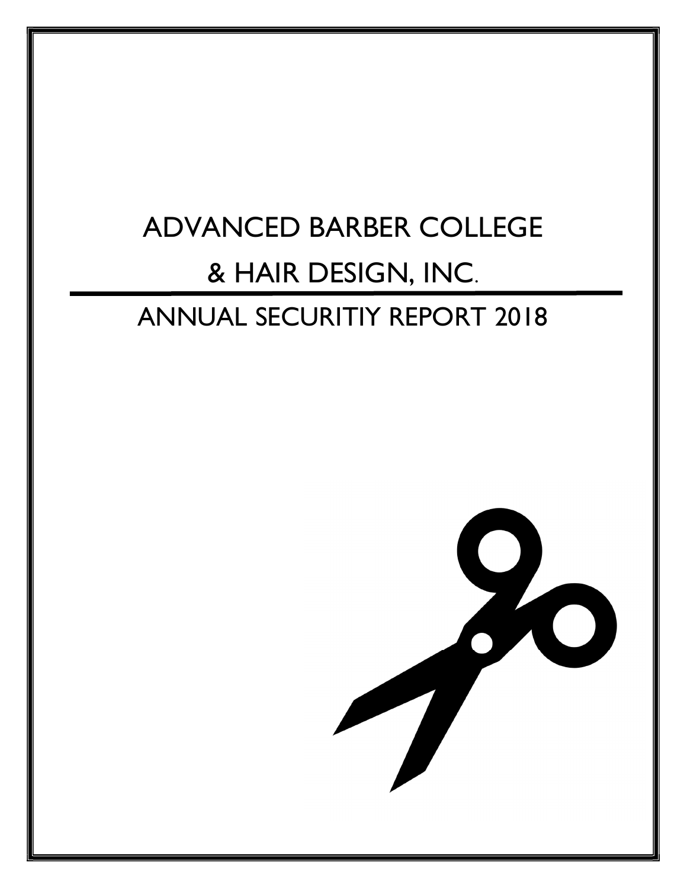# ADVANCED BARBER COLLEGE & HAIR DESIGN, INC.

## ANNUAL SECURITIY REPORT 2018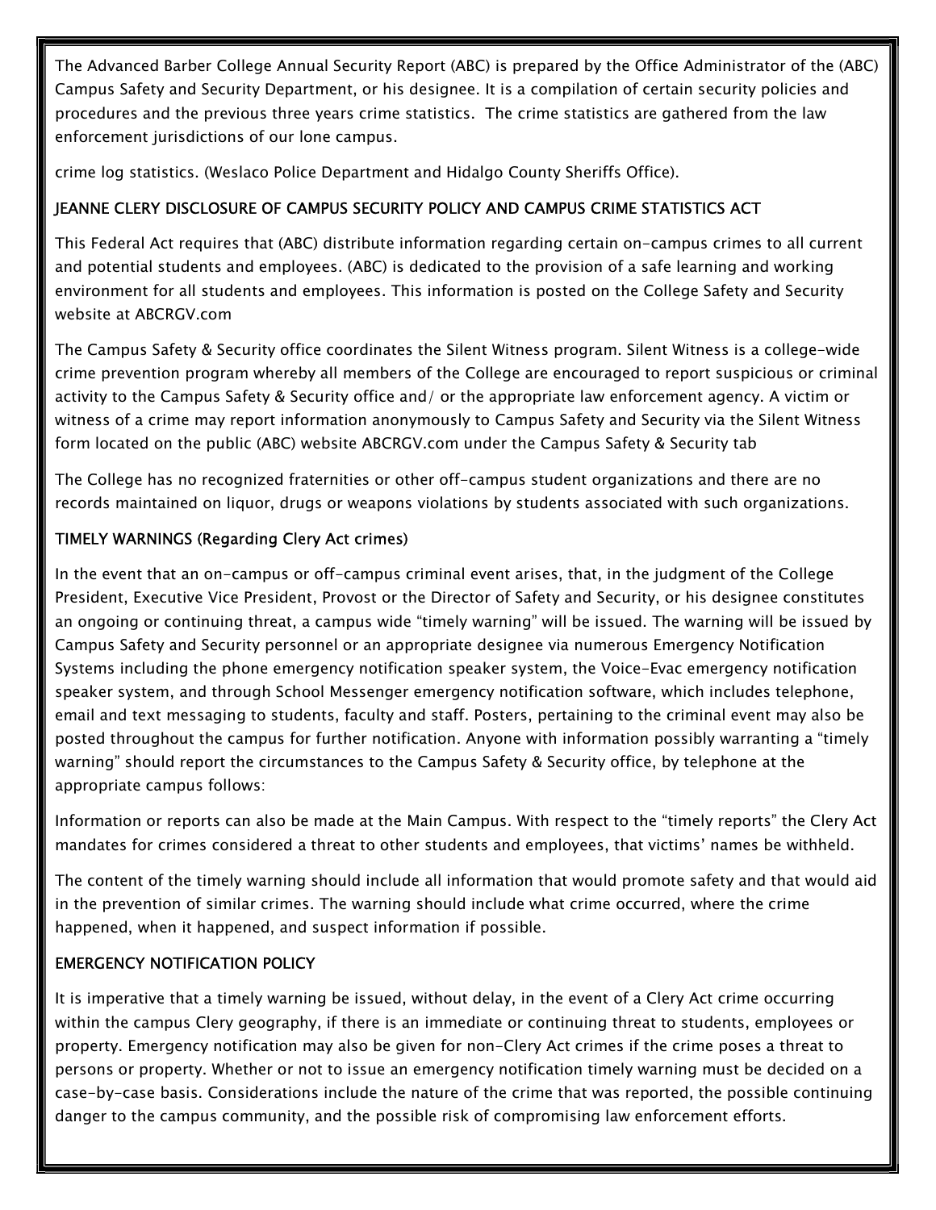The Advanced Barber College Annual Security Report (ABC) is prepared by the Office Administrator of the (ABC) Campus Safety and Security Department, or his designee. It is a compilation of certain security policies and procedures and the previous three years crime statistics. The crime statistics are gathered from the law enforcement jurisdictions of our lone campus.

crime log statistics. (Weslaco Police Department and Hidalgo County Sheriffs Office).

## JEANNE CLERY DISCLOSURE OF CAMPUS SECURITY POLICY AND CAMPUS CRIME STATISTICS ACT

This Federal Act requires that (ABC) distribute information regarding certain on-campus crimes to all current and potential students and employees. (ABC) is dedicated to the provision of a safe learning and working environment for all students and employees. This information is posted on the College Safety and Security website at ABCRGV.com

The Campus Safety & Security office coordinates the Silent Witness program. Silent Witness is a college-wide crime prevention program whereby all members of the College are encouraged to report suspicious or criminal activity to the Campus Safety & Security office and/ or the appropriate law enforcement agency. A victim or witness of a crime may report information anonymously to Campus Safety and Security via the Silent Witness form located on the public (ABC) website ABCRGV.com under the Campus Safety & Security tab

The College has no recognized fraternities or other off-campus student organizations and there are no records maintained on liquor, drugs or weapons violations by students associated with such organizations.

## TIMELY WARNINGS (Regarding Clery Act crimes)

In the event that an on-campus or off-campus criminal event arises, that, in the judgment of the College President, Executive Vice President, Provost or the Director of Safety and Security, or his designee constitutes an ongoing or continuing threat, a campus wide "timely warning" will be issued. The warning will be issued by Campus Safety and Security personnel or an appropriate designee via numerous Emergency Notification Systems including the phone emergency notification speaker system, the Voice-Evac emergency notification speaker system, and through School Messenger emergency notification software, which includes telephone, email and text messaging to students, faculty and staff. Posters, pertaining to the criminal event may also be posted throughout the campus for further notification. Anyone with information possibly warranting a "timely warning" should report the circumstances to the Campus Safety & Security office, by telephone at the appropriate campus follows:

Information or reports can also be made at the Main Campus. With respect to the "timely reports" the Clery Act mandates for crimes considered a threat to other students and employees, that victims' names be withheld.

The content of the timely warning should include all information that would promote safety and that would aid in the prevention of similar crimes. The warning should include what crime occurred, where the crime happened, when it happened, and suspect information if possible.

## EMERGENCY NOTIFICATION POLICY

It is imperative that a timely warning be issued, without delay, in the event of a Clery Act crime occurring within the campus Clery geography, if there is an immediate or continuing threat to students, employees or property. Emergency notification may also be given for non-Clery Act crimes if the crime poses a threat to persons or property. Whether or not to issue an emergency notification timely warning must be decided on a case-by-case basis. Considerations include the nature of the crime that was reported, the possible continuing danger to the campus community, and the possible risk of compromising law enforcement efforts.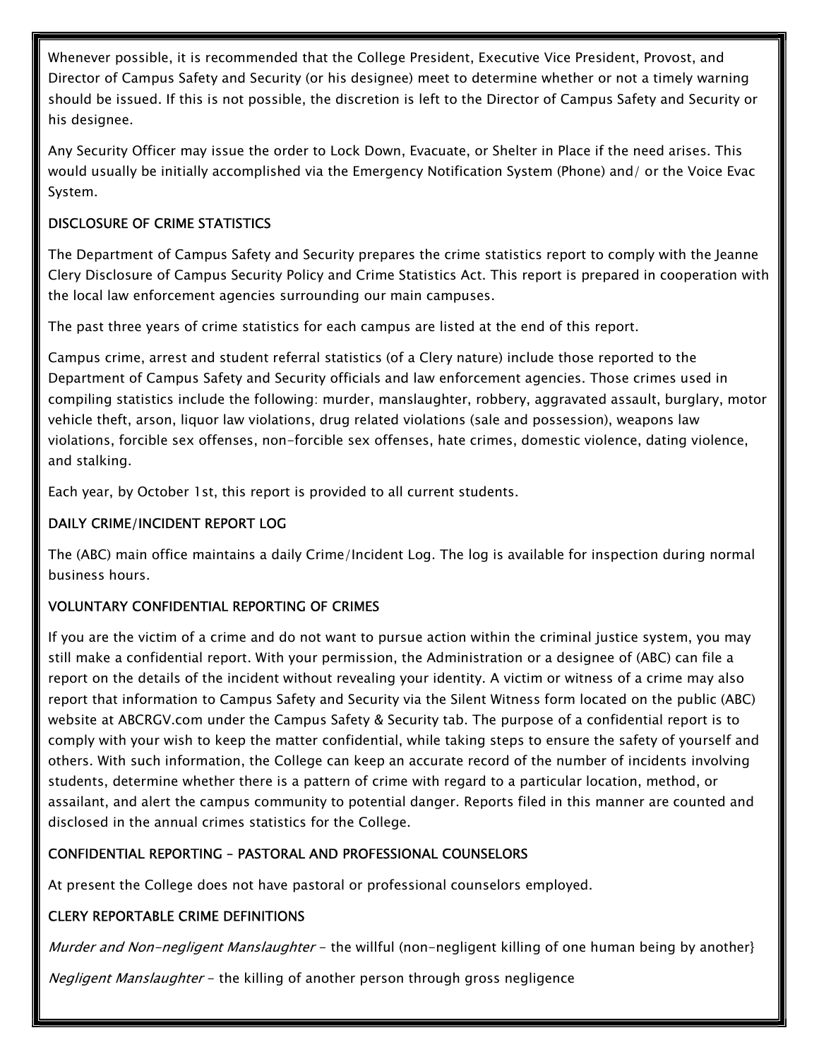Whenever possible, it is recommended that the College President, Executive Vice President, Provost, and Director of Campus Safety and Security (or his designee) meet to determine whether or not a timely warning should be issued. If this is not possible, the discretion is left to the Director of Campus Safety and Security or his designee.

Any Security Officer may issue the order to Lock Down, Evacuate, or Shelter in Place if the need arises. This would usually be initially accomplished via the Emergency Notification System (Phone) and/ or the Voice Evac System.

### DISCLOSURE OF CRIME STATISTICS

The Department of Campus Safety and Security prepares the crime statistics report to comply with the Jeanne Clery Disclosure of Campus Security Policy and Crime Statistics Act. This report is prepared in cooperation with the local law enforcement agencies surrounding our main campuses.

The past three years of crime statistics for each campus are listed at the end of this report.

Campus crime, arrest and student referral statistics (of a Clery nature) include those reported to the Department of Campus Safety and Security officials and law enforcement agencies. Those crimes used in compiling statistics include the following: murder, manslaughter, robbery, aggravated assault, burglary, motor vehicle theft, arson, liquor law violations, drug related violations (sale and possession), weapons law violations, forcible sex offenses, non-forcible sex offenses, hate crimes, domestic violence, dating violence, and stalking.

Each year, by October 1st, this report is provided to all current students.

### DAILY CRIME/INCIDENT REPORT LOG

The (ABC) main office maintains a daily Crime/Incident Log. The log is available for inspection during normal business hours.

### VOLUNTARY CONFIDENTIAL REPORTING OF CRIMES

If you are the victim of a crime and do not want to pursue action within the criminal justice system, you may still make a confidential report. With your permission, the Administration or a designee of (ABC) can file a report on the details of the incident without revealing your identity. A victim or witness of a crime may also report that information to Campus Safety and Security via the Silent Witness form located on the public (ABC) website at ABCRGV.com under the Campus Safety & Security tab. The purpose of a confidential report is to comply with your wish to keep the matter confidential, while taking steps to ensure the safety of yourself and others. With such information, the College can keep an accurate record of the number of incidents involving students, determine whether there is a pattern of crime with regard to a particular location, method, or assailant, and alert the campus community to potential danger. Reports filed in this manner are counted and disclosed in the annual crimes statistics for the College.

### CONFIDENTIAL REPORTING – PASTORAL AND PROFESSIONAL COUNSELORS

At present the College does not have pastoral or professional counselors employed.

### CLERY REPORTABLE CRIME DEFINITIONS

*Murder and Non-negligent Manslaughter* – the willful (non-negligent killing of one human being by another}

*Negligent Manslaughter* – the killing of another person through gross negligence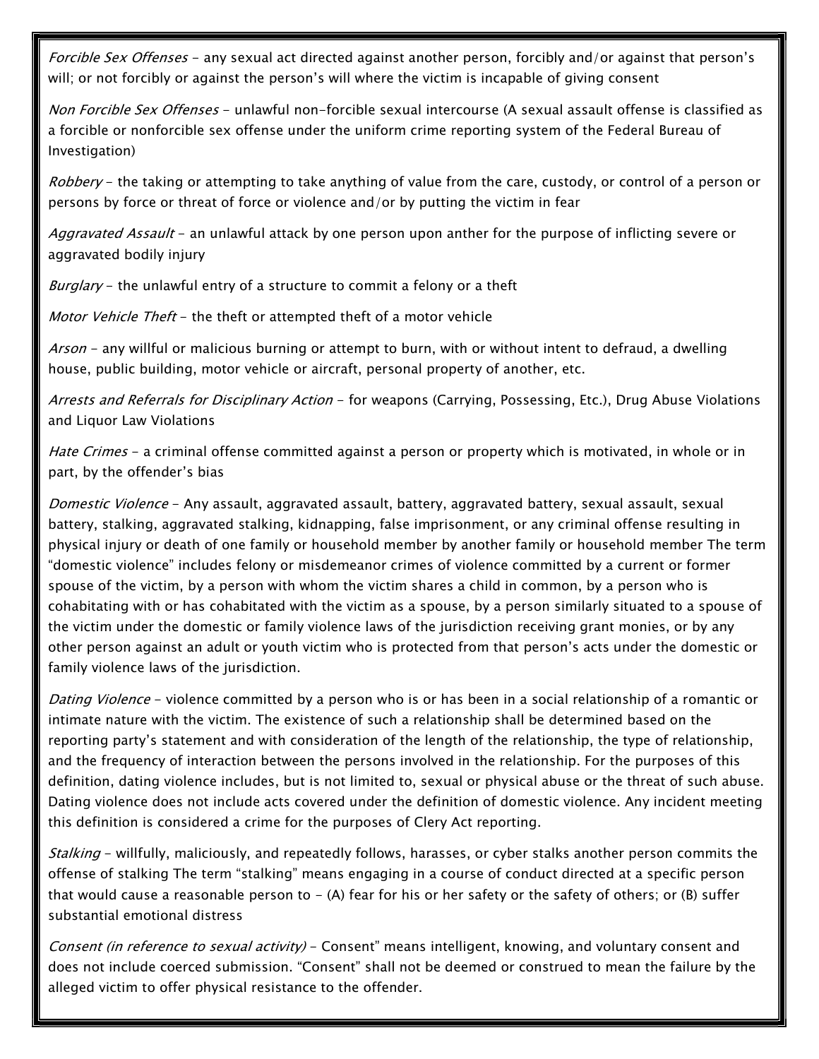*Forcible Sex Offenses* - any sexual act directed against another person, forcibly and/or against that person's will; or not forcibly or against the person's will where the victim is incapable of giving consent

*Non Forcible Sex Offenses* - unlawful non-forcible sexual intercourse (A sexual assault offense is classified as a forcible or nonforcible sex offense under the uniform crime reporting system of the Federal Bureau of Investigation)

*Robbery* - the taking or attempting to take anything of value from the care, custody, or control of a person or persons by force or threat of force or violence and/or by putting the victim in fear

*Aggravated Assault* - an unlawful attack by one person upon anther for the purpose of inflicting severe or aggravated bodily injury

*Burglary* - the unlawful entry of a structure to commit a felony or a theft

*Motor Vehicle Theft* - the theft or attempted theft of a motor vehicle

*Arson* - any willful or malicious burning or attempt to burn, with or without intent to defraud, a dwelling house, public building, motor vehicle or aircraft, personal property of another, etc.

*Arrests and Referrals for Disciplinary Action* - for weapons (Carrying, Possessing, Etc.), Drug Abuse Violations and Liquor Law Violations

*Hate Crimes* - a criminal offense committed against a person or property which is motivated, in whole or in part, by the offender's bias

*Domestic Violence* - Any assault, aggravated assault, battery, aggravated battery, sexual assault, sexual battery, stalking, aggravated stalking, kidnapping, false imprisonment, or any criminal offense resulting in physical injury or death of one family or household member by another family or household member The term "domestic violence" includes felony or misdemeanor crimes of violence committed by a current or former spouse of the victim, by a person with whom the victim shares a child in common, by a person who is cohabitating with or has cohabitated with the victim as a spouse, by a person similarly situated to a spouse of the victim under the domestic or family violence laws of the jurisdiction receiving grant monies, or by any other person against an adult or youth victim who is protected from that person's acts under the domestic or family violence laws of the jurisdiction.

*Dating Violence* - violence committed by a person who is or has been in a social relationship of a romantic or intimate nature with the victim. The existence of such a relationship shall be determined based on the reporting party's statement and with consideration of the length of the relationship, the type of relationship, and the frequency of interaction between the persons involved in the relationship. For the purposes of this definition, dating violence includes, but is not limited to, sexual or physical abuse or the threat of such abuse. Dating violence does not include acts covered under the definition of domestic violence. Any incident meeting this definition is considered a crime for the purposes of Clery Act reporting.

*Stalking* - willfully, maliciously, and repeatedly follows, harasses, or cyber stalks another person commits the offense of stalking The term "stalking" means engaging in a course of conduct directed at a specific person that would cause a reasonable person to - (A) fear for his or her safety or the safety of others; or (B) suffer substantial emotional distress

*Consent (in reference to sexual activity)* - Consent" means intelligent, knowing, and voluntary consent and does not include coerced submission. "Consent" shall not be deemed or construed to mean the failure by the alleged victim to offer physical resistance to the offender.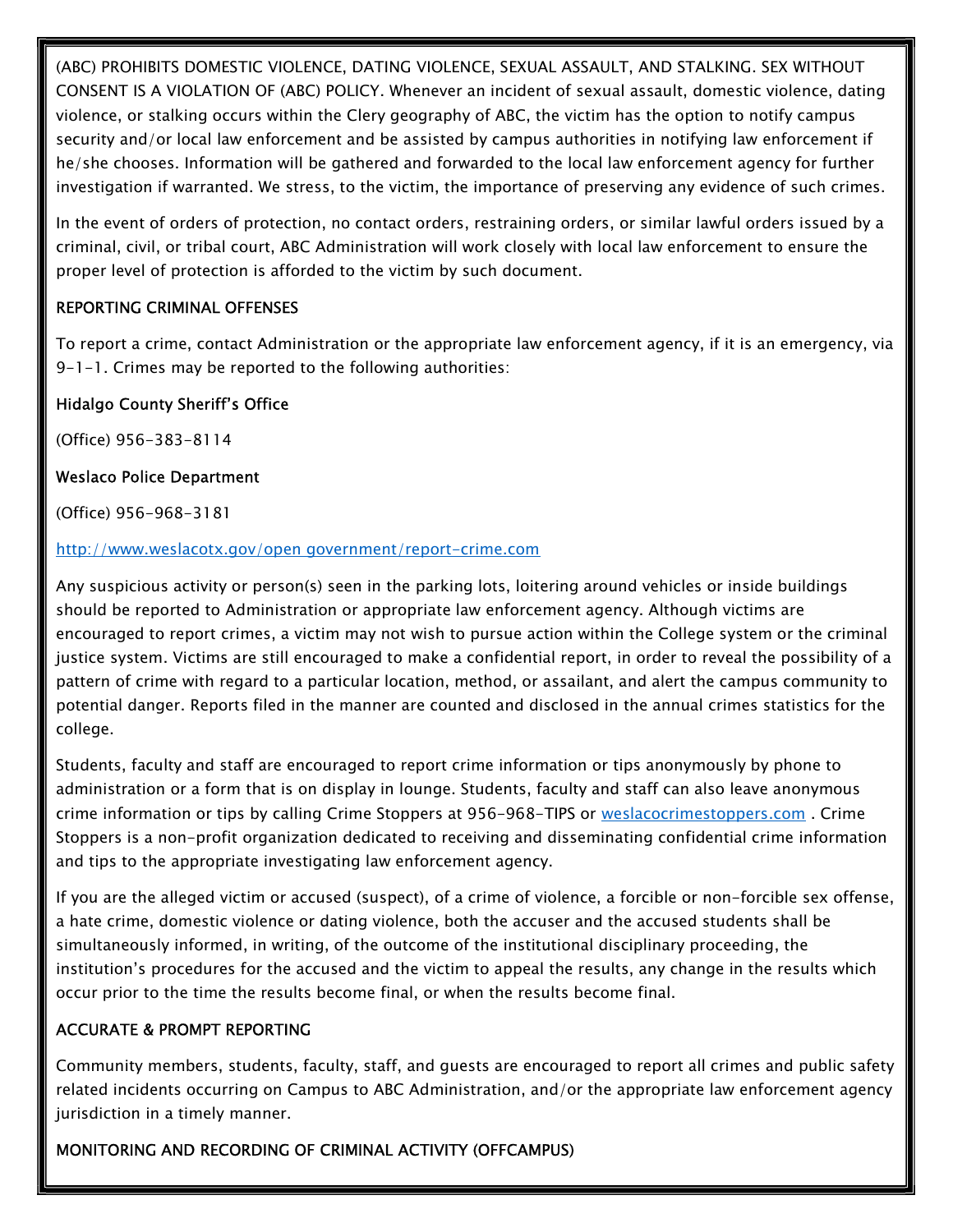(ABC) PROHIBITS DOMESTIC VIOLENCE, DATING VIOLENCE, SEXUAL ASSAULT, AND STALKING. SEX WITHOUT CONSENT IS A VIOLATION OF (ABC) POLICY. Whenever an incident of sexual assault, domestic violence, dating violence, or stalking occurs within the Clery geography of ABC, the victim has the option to notify campus security and/or local law enforcement and be assisted by campus authorities in notifying law enforcement if he/she chooses. Information will be gathered and forwarded to the local law enforcement agency for further investigation if warranted. We stress, to the victim, the importance of preserving any evidence of such crimes.

In the event of orders of protection, no contact orders, restraining orders, or similar lawful orders issued by a criminal, civil, or tribal court, ABC Administration will work closely with local law enforcement to ensure the proper level of protection is afforded to the victim by such document.

## REPORTING CRIMINAL OFFENSES

To report a crime, contact Administration or the appropriate law enforcement agency, if it is an emergency, via 9-1-1. Crimes may be reported to the following authorities:

**Hidalgo County Sheriff's Office**

(Office) 956-383-8114

**Weslaco Police Department**

(Office) 956-968-3181

[http://www.weslacotx.gov/open government/report-crime.com](http://www.weslacotx.gov/open government/report-crime.com)

Any suspicious activity or person(s) seen in the parking lots, loitering around vehicles or inside buildings should be reported to Administration or appropriate law enforcement agency. Although victims are encouraged to report crimes, a victim may not wish to pursue action within the College system or the criminal justice system. Victims are still encouraged to make a confidential report, in order to reveal the possibility of a pattern of crime with regard to a particular location, method, or assailant, and alert the campus community to potential danger. Reports filed in the manner are counted and disclosed in the annual crimes statistics for the college.

Students, faculty and staff are encouraged to report crime information or tips anonymously by phone to administration or a form that is on display in lounge. Students, faculty and staff can also leave anonymous crime information or tips by calling Crime Stoppers at 956-968-TIPS or [weslacocrimestoppers.com](weslacocrimestoppers.com) . Crime Stoppers is a non-profit organization dedicated to receiving and disseminating confidential crime information and tips to the appropriate investigating law enforcement agency.

If you are the alleged victim or accused (suspect), of a crime of violence, a forcible or non-forcible sex offense, a hate crime, domestic violence or dating violence, both the accuser and the accused students shall be simultaneously informed, in writing, of the outcome of the institutional disciplinary proceeding, the institution's procedures for the accused and the victim to appeal the results, any change in the results which occur prior to the time the results become final, or when the results become final.

## ACCURATE & PROMPT REPORTING

Community members, students, faculty, staff, and guests are encouraged to report all crimes and public safety related incidents occurring on Campus to ABC Administration, and/or the appropriate law enforcement agency jurisdiction in a timely manner.

## MONITORING AND RECORDING OF CRIMINAL ACTIVITY (OFFCAMPUS)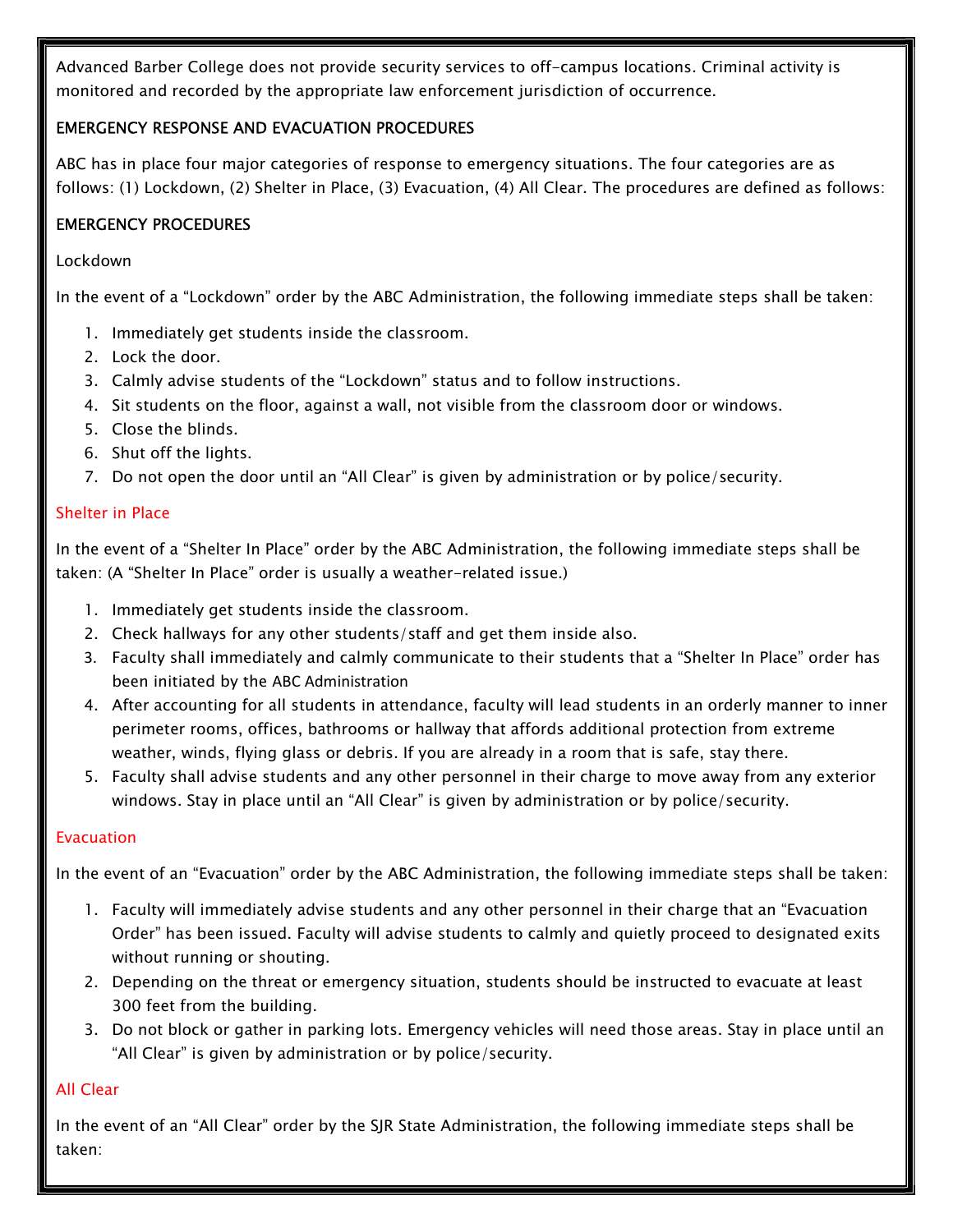Advanced Barber College does not provide security services to off-campus locations. Criminal activity is monitored and recorded by the appropriate law enforcement jurisdiction of occurrence.

## EMERGENCY RESPONSE AND EVACUATION PROCEDURES

ABC has in place four major categories of response to emergency situations. The four categories are as follows: (1) Lockdown, (2) Shelter in Place, (3) Evacuation, (4) All Clear. The procedures are defined as follows:

## EMERGENCY PROCEDURES

### Lockdown

In the event of a "Lockdown" order by the ABC Administration, the following immediate steps shall be taken:

1. Immediately get students inside the classroom.
2. Lock the door.
3. Calmly advise students of the "Lockdown" status and to follow instructions.
4. Sit students on the floor, against a wall, not visible from the classroom door or windows.
5. Close the blinds.
6. Shut off the lights.
7. Do not open the door until an "All Clear" is given by administration or by police/security.

### Shelter in Place

In the event of a "Shelter In Place" order by the ABC Administration, the following immediate steps shall be taken: (A "Shelter In Place" order is usually a weather-related issue.)

1. Immediately get students inside the classroom.
2. Check hallways for any other students/staff and get them inside also.
3. Faculty shall immediately and calmly communicate to their students that a "Shelter In Place" order has been initiated by the ABC Administration
4. After accounting for all students in attendance, faculty will lead students in an orderly manner to inner perimeter rooms, offices, bathrooms or hallway that affords additional protection from extreme weather, winds, flying glass or debris. If you are already in a room that is safe, stay there.
5. Faculty shall advise students and any other personnel in their charge to move away from any exterior windows. Stay in place until an "All Clear" is given by administration or by police/security.

### Evacuation

In the event of an "Evacuation" order by the ABC Administration, the following immediate steps shall be taken:

1. Faculty will immediately advise students and any other personnel in their charge that an "Evacuation Order" has been issued. Faculty will advise students to calmly and quietly proceed to designated exits without running or shouting.
2. Depending on the threat or emergency situation, students should be instructed to evacuate at least 300 feet from the building.
3. Do not block or gather in parking lots. Emergency vehicles will need those areas. Stay in place until an "All Clear" is given by administration or by police/security.

### All Clear

In the event of an "All Clear" order by the SJR State Administration, the following immediate steps shall be taken: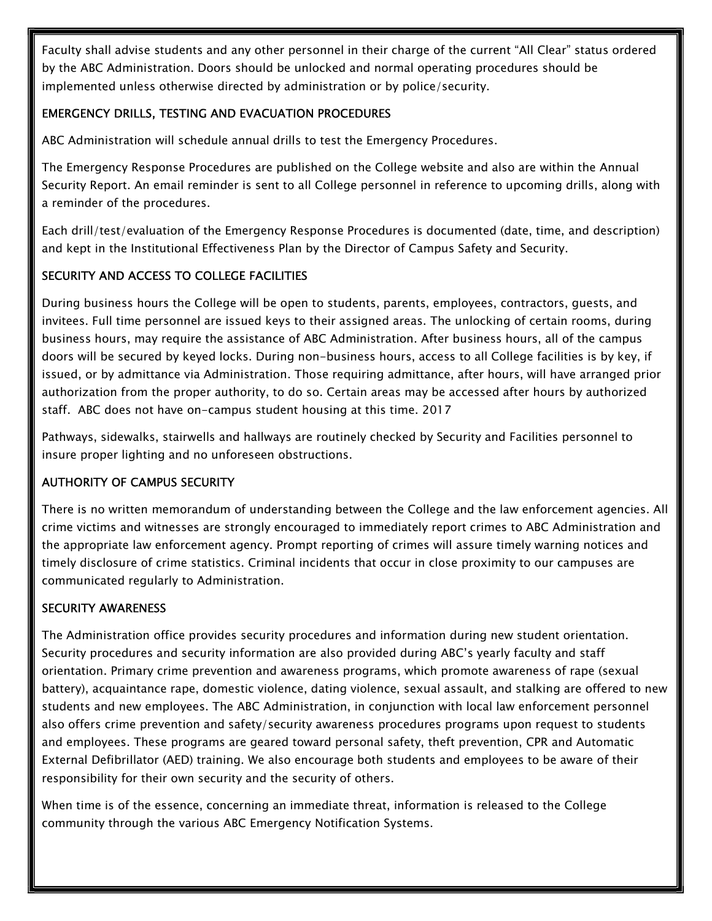Faculty shall advise students and any other personnel in their charge of the current "All Clear" status ordered by the ABC Administration. Doors should be unlocked and normal operating procedures should be implemented unless otherwise directed by administration or by police/security.

## EMERGENCY DRILLS, TESTING AND EVACUATION PROCEDURES

ABC Administration will schedule annual drills to test the Emergency Procedures.

The Emergency Response Procedures are published on the College website and also are within the Annual Security Report. An email reminder is sent to all College personnel in reference to upcoming drills, along with a reminder of the procedures.

Each drill/test/evaluation of the Emergency Response Procedures is documented (date, time, and description) and kept in the Institutional Effectiveness Plan by the Director of Campus Safety and Security.

## SECURITY AND ACCESS TO COLLEGE FACILITIES

During business hours the College will be open to students, parents, employees, contractors, guests, and invitees. Full time personnel are issued keys to their assigned areas. The unlocking of certain rooms, during business hours, may require the assistance of ABC Administration. After business hours, all of the campus doors will be secured by keyed locks. During non-business hours, access to all College facilities is by key, if issued, or by admittance via Administration. Those requiring admittance, after hours, will have arranged prior authorization from the proper authority, to do so. Certain areas may be accessed after hours by authorized staff. ABC does not have on-campus student housing at this time. 2017

Pathways, sidewalks, stairwells and hallways are routinely checked by Security and Facilities personnel to insure proper lighting and no unforeseen obstructions.

## AUTHORITY OF CAMPUS SECURITY

There is no written memorandum of understanding between the College and the law enforcement agencies. All crime victims and witnesses are strongly encouraged to immediately report crimes to ABC Administration and the appropriate law enforcement agency. Prompt reporting of crimes will assure timely warning notices and timely disclosure of crime statistics. Criminal incidents that occur in close proximity to our campuses are communicated regularly to Administration.

## SECURITY AWARENESS

The Administration office provides security procedures and information during new student orientation. Security procedures and security information are also provided during ABC's yearly faculty and staff orientation. Primary crime prevention and awareness programs, which promote awareness of rape (sexual battery), acquaintance rape, domestic violence, dating violence, sexual assault, and stalking are offered to new students and new employees. The ABC Administration, in conjunction with local law enforcement personnel also offers crime prevention and safety/security awareness procedures programs upon request to students and employees. These programs are geared toward personal safety, theft prevention, CPR and Automatic External Defibrillator (AED) training. We also encourage both students and employees to be aware of their responsibility for their own security and the security of others.

When time is of the essence, concerning an immediate threat, information is released to the College community through the various ABC Emergency Notification Systems.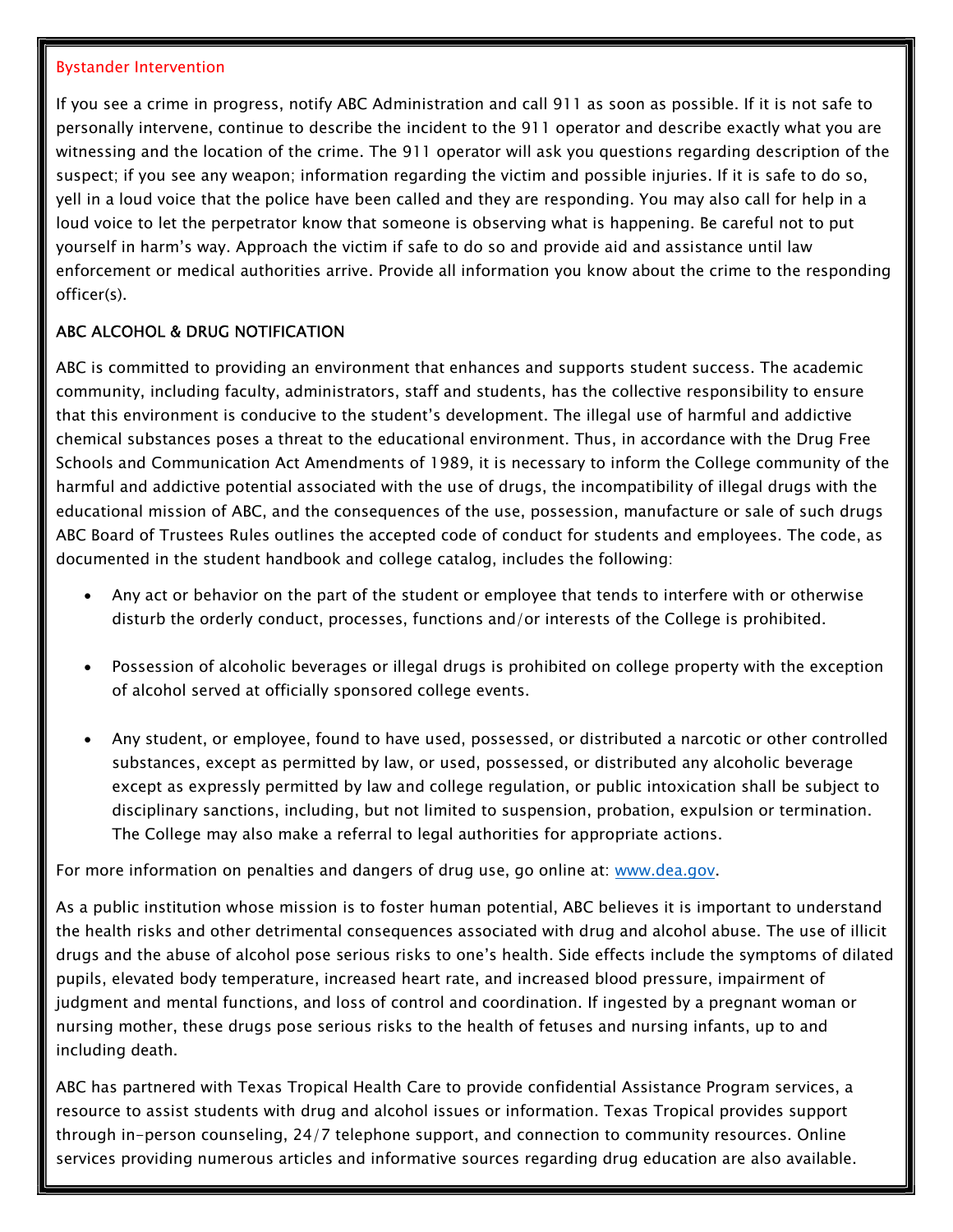### Bystander Intervention

If you see a crime in progress, notify ABC Administration and call 911 as soon as possible. If it is not safe to personally intervene, continue to describe the incident to the 911 operator and describe exactly what you are witnessing and the location of the crime. The 911 operator will ask you questions regarding description of the suspect; if you see any weapon; information regarding the victim and possible injuries. If it is safe to do so, yell in a loud voice that the police have been called and they are responding. You may also call for help in a loud voice to let the perpetrator know that someone is observing what is happening. Be careful not to put yourself in harm's way. Approach the victim if safe to do so and provide aid and assistance until law enforcement or medical authorities arrive. Provide all information you know about the crime to the responding officer(s).

### ABC ALCOHOL & DRUG NOTIFICATION

ABC is committed to providing an environment that enhances and supports student success. The academic community, including faculty, administrators, staff and students, has the collective responsibility to ensure that this environment is conducive to the student's development. The illegal use of harmful and addictive chemical substances poses a threat to the educational environment. Thus, in accordance with the Drug Free Schools and Communication Act Amendments of 1989, it is necessary to inform the College community of the harmful and addictive potential associated with the use of drugs, the incompatibility of illegal drugs with the educational mission of ABC, and the consequences of the use, possession, manufacture or sale of such drugs ABC Board of Trustees Rules outlines the accepted code of conduct for students and employees. The code, as documented in the student handbook and college catalog, includes the following:

- Any act or behavior on the part of the student or employee that tends to interfere with or otherwise disturb the orderly conduct, processes, functions and/or interests of the College is prohibited.
- Possession of alcoholic beverages or illegal drugs is prohibited on college property with the exception of alcohol served at officially sponsored college events.
- Any student, or employee, found to have used, possessed, or distributed a narcotic or other controlled substances, except as permitted by law, or used, possessed, or distributed any alcoholic beverage except as expressly permitted by law and college regulation, or public intoxication shall be subject to disciplinary sanctions, including, but not limited to suspension, probation, expulsion or termination. The College may also make a referral to legal authorities for appropriate actions.

For more information on penalties and dangers of drug use, go online at: [www.dea.gov](http://www.dea.gov).

As a public institution whose mission is to foster human potential, ABC believes it is important to understand the health risks and other detrimental consequences associated with drug and alcohol abuse. The use of illicit drugs and the abuse of alcohol pose serious risks to one's health. Side effects include the symptoms of dilated pupils, elevated body temperature, increased heart rate, and increased blood pressure, impairment of judgment and mental functions, and loss of control and coordination. If ingested by a pregnant woman or nursing mother, these drugs pose serious risks to the health of fetuses and nursing infants, up to and including death.

ABC has partnered with Texas Tropical Health Care to provide confidential Assistance Program services, a resource to assist students with drug and alcohol issues or information. Texas Tropical provides support through in-person counseling, 24/7 telephone support, and connection to community resources. Online services providing numerous articles and informative sources regarding drug education are also available.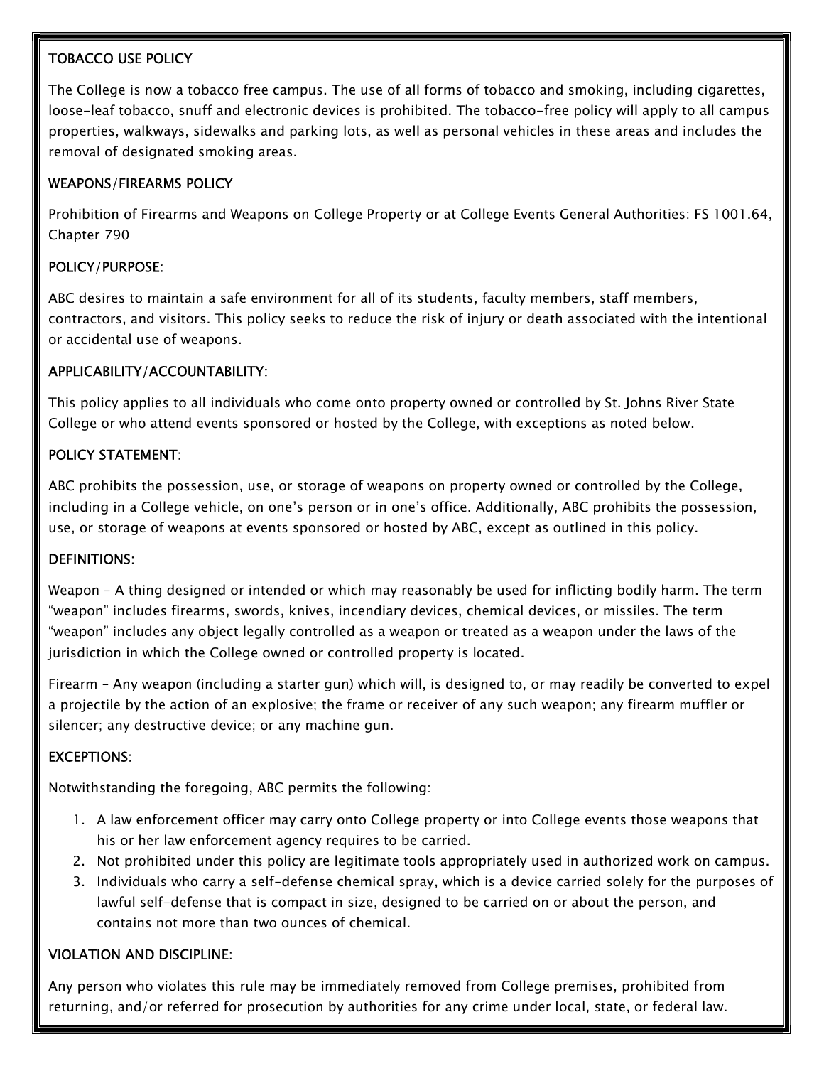## TOBACCO USE POLICY

The College is now a tobacco free campus. The use of all forms of tobacco and smoking, including cigarettes, loose-leaf tobacco, snuff and electronic devices is prohibited. The tobacco-free policy will apply to all campus properties, walkways, sidewalks and parking lots, as well as personal vehicles in these areas and includes the removal of designated smoking areas.

## WEAPONS/FIREARMS POLICY

Prohibition of Firearms and Weapons on College Property or at College Events General Authorities: FS 1001.64, Chapter 790

### POLICY/PURPOSE:

ABC desires to maintain a safe environment for all of its students, faculty members, staff members, contractors, and visitors. This policy seeks to reduce the risk of injury or death associated with the intentional or accidental use of weapons.

### APPLICABILITY/ACCOUNTABILITY:

This policy applies to all individuals who come onto property owned or controlled by St. Johns River State College or who attend events sponsored or hosted by the College, with exceptions as noted below.

### POLICY STATEMENT:

ABC prohibits the possession, use, or storage of weapons on property owned or controlled by the College, including in a College vehicle, on one's person or in one's office. Additionally, ABC prohibits the possession, use, or storage of weapons at events sponsored or hosted by ABC, except as outlined in this policy.

### DEFINITIONS:

Weapon – A thing designed or intended or which may reasonably be used for inflicting bodily harm. The term "weapon" includes firearms, swords, knives, incendiary devices, chemical devices, or missiles. The term "weapon" includes any object legally controlled as a weapon or treated as a weapon under the laws of the jurisdiction in which the College owned or controlled property is located.

Firearm – Any weapon (including a starter gun) which will, is designed to, or may readily be converted to expel a projectile by the action of an explosive; the frame or receiver of any such weapon; any firearm muffler or silencer; any destructive device; or any machine gun.

### EXCEPTIONS:

Notwithstanding the foregoing, ABC permits the following:

1. A law enforcement officer may carry onto College property or into College events those weapons that his or her law enforcement agency requires to be carried.
2. Not prohibited under this policy are legitimate tools appropriately used in authorized work on campus.
3. Individuals who carry a self-defense chemical spray, which is a device carried solely for the purposes of lawful self-defense that is compact in size, designed to be carried on or about the person, and contains not more than two ounces of chemical.

### VIOLATION AND DISCIPLINE:

Any person who violates this rule may be immediately removed from College premises, prohibited from returning, and/or referred for prosecution by authorities for any crime under local, state, or federal law.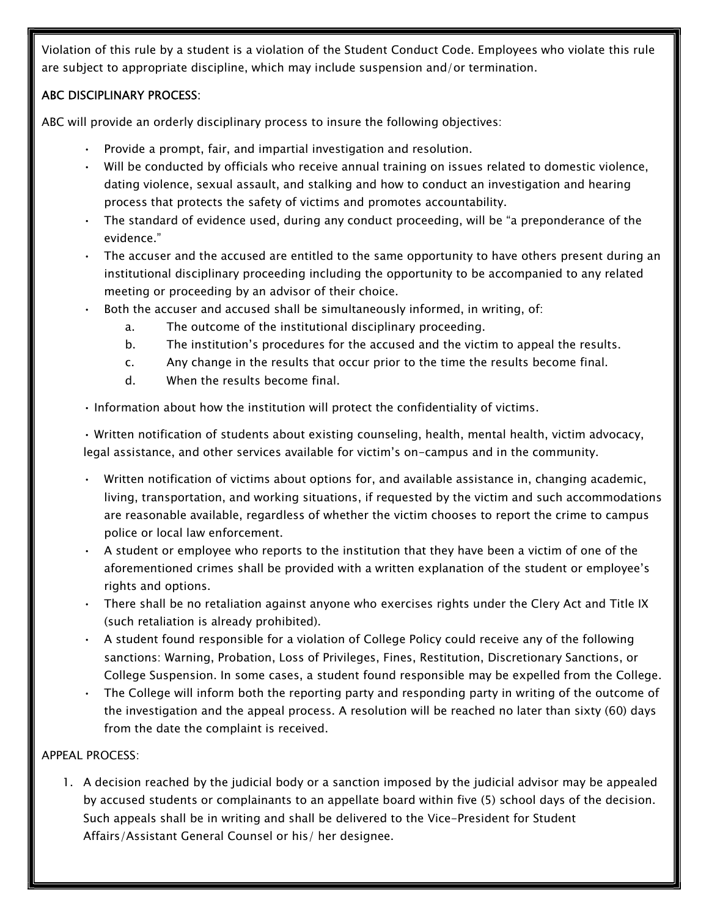Violation of this rule by a student is a violation of the Student Conduct Code. Employees who violate this rule are subject to appropriate discipline, which may include suspension and/or termination.

**ABC DISCIPLINARY PROCESS**:

ABC will provide an orderly disciplinary process to insure the following objectives:

- Provide a prompt, fair, and impartial investigation and resolution.
- Will be conducted by officials who receive annual training on issues related to domestic violence, dating violence, sexual assault, and stalking and how to conduct an investigation and hearing process that protects the safety of victims and promotes accountability.
- The standard of evidence used, during any conduct proceeding, will be "a preponderance of the evidence."
- The accuser and the accused are entitled to the same opportunity to have others present during an institutional disciplinary proceeding including the opportunity to be accompanied to any related meeting or proceeding by an advisor of their choice.
- Both the accuser and accused shall be simultaneously informed, in writing, of:
    a. The outcome of the institutional disciplinary proceeding.
    b. The institution's procedures for the accused and the victim to appeal the results.
    c. Any change in the results that occur prior to the time the results become final.
    d. When the results become final.

- Information about how the institution will protect the confidentiality of victims.

- Written notification of students about existing counseling, health, mental health, victim advocacy, legal assistance, and other services available for victim's on-campus and in the community.

- Written notification of victims about options for, and available assistance in, changing academic, living, transportation, and working situations, if requested by the victim and such accommodations are reasonable available, regardless of whether the victim chooses to report the crime to campus police or local law enforcement.
- A student or employee who reports to the institution that they have been a victim of one of the aforementioned crimes shall be provided with a written explanation of the student or employee's rights and options.
- There shall be no retaliation against anyone who exercises rights under the Clery Act and Title IX (such retaliation is already prohibited).
- A student found responsible for a violation of College Policy could receive any of the following sanctions: Warning, Probation, Loss of Privileges, Fines, Restitution, Discretionary Sanctions, or College Suspension. In some cases, a student found responsible may be expelled from the College.
- The College will inform both the reporting party and responding party in writing of the outcome of the investigation and the appeal process. A resolution will be reached no later than sixty (60) days from the date the complaint is received.

APPEAL PROCESS:

1. A decision reached by the judicial body or a sanction imposed by the judicial advisor may be appealed by accused students or complainants to an appellate board within five (5) school days of the decision. Such appeals shall be in writing and shall be delivered to the Vice-President for Student Affairs/Assistant General Counsel or his/ her designee.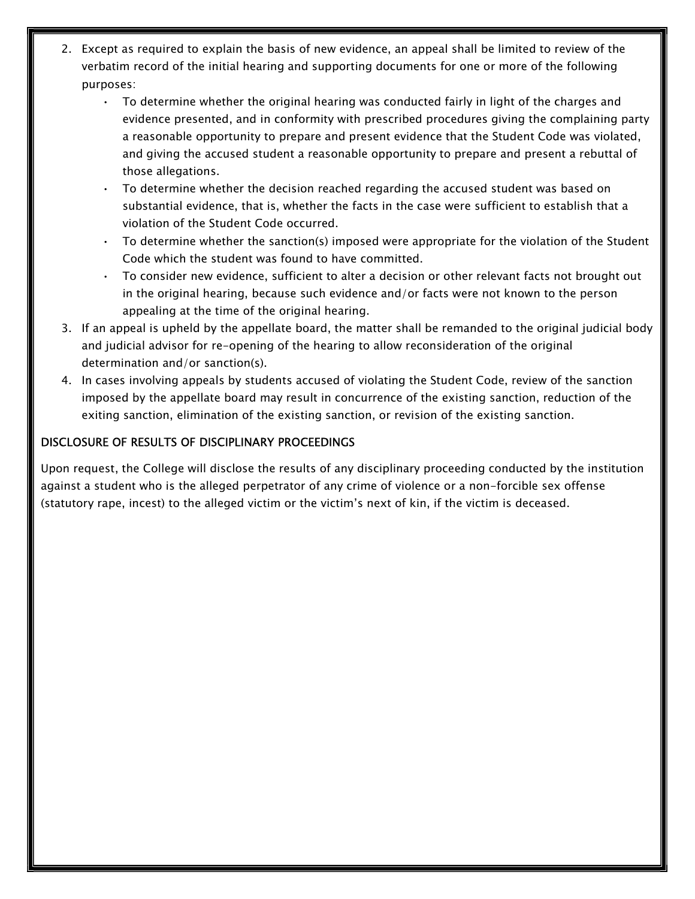2. Except as required to explain the basis of new evidence, an appeal shall be limited to review of the verbatim record of the initial hearing and supporting documents for one or more of the following purposes:
   - To determine whether the original hearing was conducted fairly in light of the charges and evidence presented, and in conformity with prescribed procedures giving the complaining party a reasonable opportunity to prepare and present evidence that the Student Code was violated, and giving the accused student a reasonable opportunity to prepare and present a rebuttal of those allegations.
   - To determine whether the decision reached regarding the accused student was based on substantial evidence, that is, whether the facts in the case were sufficient to establish that a violation of the Student Code occurred.
   - To determine whether the sanction(s) imposed were appropriate for the violation of the Student Code which the student was found to have committed.
   - To consider new evidence, sufficient to alter a decision or other relevant facts not brought out in the original hearing, because such evidence and/or facts were not known to the person appealing at the time of the original hearing.
3. If an appeal is upheld by the appellate board, the matter shall be remanded to the original judicial body and judicial advisor for re-opening of the hearing to allow reconsideration of the original determination and/or sanction(s).
4. In cases involving appeals by students accused of violating the Student Code, review of the sanction imposed by the appellate board may result in concurrence of the existing sanction, reduction of the exiting sanction, elimination of the existing sanction, or revision of the existing sanction.

## DISCLOSURE OF RESULTS OF DISCIPLINARY PROCEEDINGS

Upon request, the College will disclose the results of any disciplinary proceeding conducted by the institution against a student who is the alleged perpetrator of any crime of violence or a non-forcible sex offense (statutory rape, incest) to the alleged victim or the victim's next of kin, if the victim is deceased.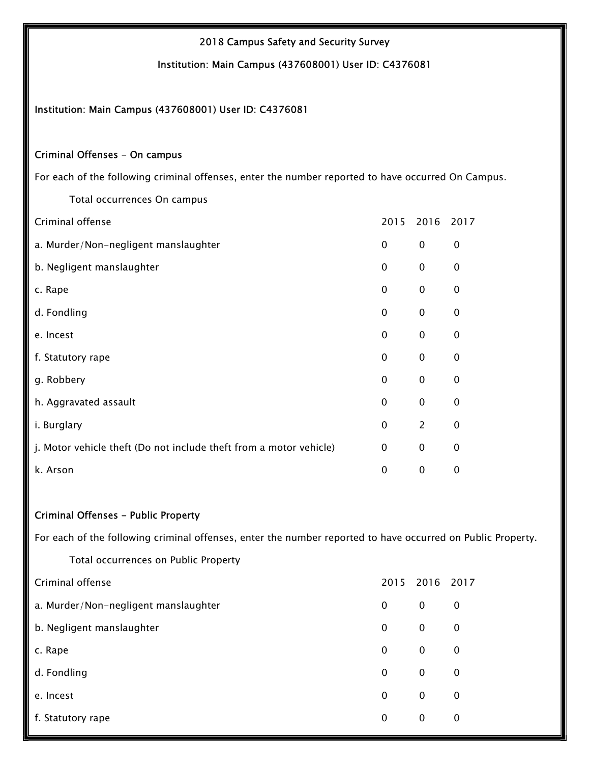2018 Campus Safety and Security Survey

Institution: Main Campus (437608001) User ID: C4376081

Institution: Main Campus (437608001) User ID: C4376081

## Criminal Offenses - On campus

For each of the following criminal offenses, enter the number reported to have occurred On Campus.

Total occurrences On campus

| Criminal offense | 2015 | 2016 | 2017 |
|---|---|---|---|
| a. Murder/Non-negligent manslaughter | 0 | 0 | 0 |
| b. Negligent manslaughter | 0 | 0 | 0 |
| c. Rape | 0 | 0 | 0 |
| d. Fondling | 0 | 0 | 0 |
| e. Incest | 0 | 0 | 0 |
| f. Statutory rape | 0 | 0 | 0 |
| g. Robbery | 0 | 0 | 0 |
| h. Aggravated assault | 0 | 0 | 0 |
| i. Burglary | 0 | 2 | 0 |
| j. Motor vehicle theft (Do not include theft from a motor vehicle) | 0 | 0 | 0 |
| k. Arson | 0 | 0 | 0 |

## Criminal Offenses - Public Property

For each of the following criminal offenses, enter the number reported to have occurred on Public Property.

Total occurrences on Public Property

| Criminal offense | 2015 | 2016 | 2017 |
|---|---|---|---|
| a. Murder/Non-negligent manslaughter | 0 | 0 | 0 |
| b. Negligent manslaughter | 0 | 0 | 0 |
| c. Rape | 0 | 0 | 0 |
| d. Fondling | 0 | 0 | 0 |
| e. Incest | 0 | 0 | 0 |
| f. Statutory rape | 0 | 0 | 0 |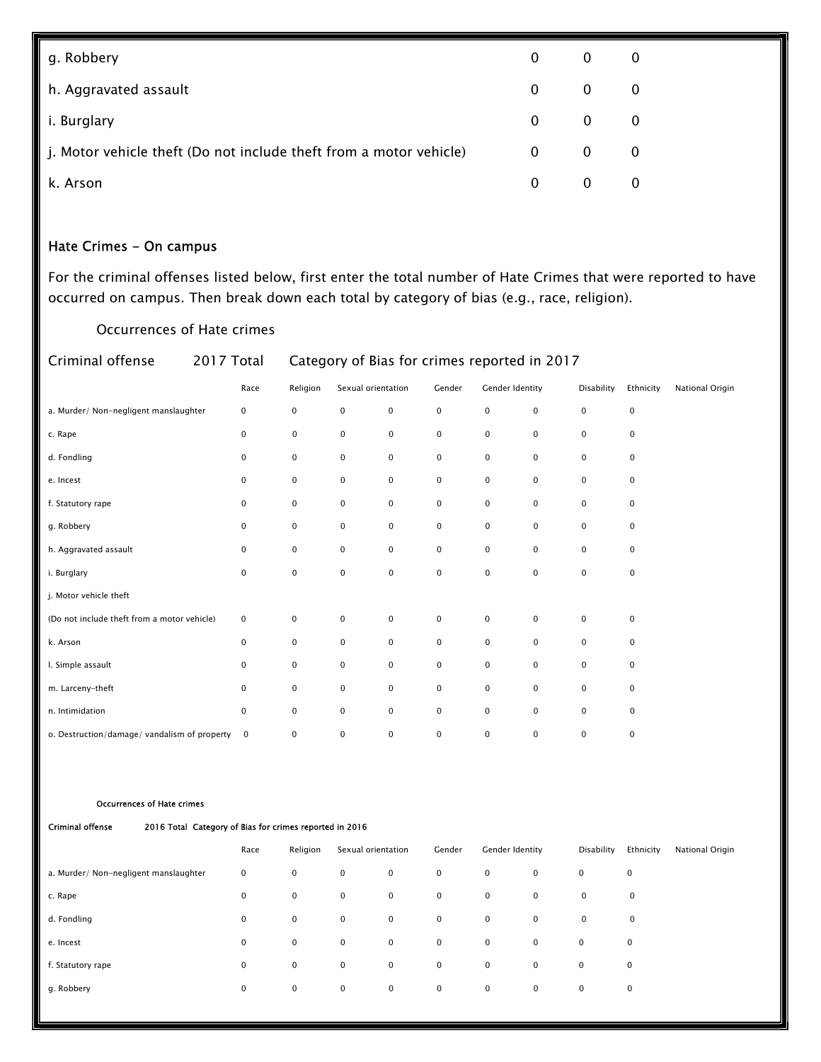| | | | |
|---|---|---|---|
| g. Robbery | 0 | 0 | 0 |
| h. Aggravated assault | 0 | 0 | 0 |
| i. Burglary | 0 | 0 | 0 |
| j. Motor vehicle theft (Do not include theft from a motor vehicle) | 0 | 0 | 0 |
| k. Arson | 0 | 0 | 0 |

### Hate Crimes - On campus

For the criminal offenses listed below, first enter the total number of Hate Crimes that were reported to have occurred on campus. Then break down each total by category of bias (e.g., race, religion).

Occurrences of Hate crimes

Criminal offense 2017 Total Category of Bias for crimes reported in 2017

| | Race | Religion | Sexual orientation | | Gender | Gender Identity | | Disability | Ethnicity | National Origin |
|---|---|---|---|---|---|---|---|---|---|---|
| a. Murder/ Non-negligent manslaughter | 0 | 0 | 0 | 0 | 0 | 0 | 0 | 0 | 0 | |
| c. Rape | 0 | 0 | 0 | 0 | 0 | 0 | 0 | 0 | 0 | |
| d. Fondling | 0 | 0 | 0 | 0 | 0 | 0 | 0 | 0 | 0 | |
| e. Incest | 0 | 0 | 0 | 0 | 0 | 0 | 0 | 0 | 0 | |
| f. Statutory rape | 0 | 0 | 0 | 0 | 0 | 0 | 0 | 0 | 0 | |
| g. Robbery | 0 | 0 | 0 | 0 | 0 | 0 | 0 | 0 | 0 | |
| h. Aggravated assault | 0 | 0 | 0 | 0 | 0 | 0 | 0 | 0 | 0 | |
| i. Burglary | 0 | 0 | 0 | 0 | 0 | 0 | 0 | 0 | 0 | |
| j. Motor vehicle theft (Do not include theft from a motor vehicle) | 0 | 0 | 0 | 0 | 0 | 0 | 0 | 0 | 0 | |
| k. Arson | 0 | 0 | 0 | 0 | 0 | 0 | 0 | 0 | 0 | |
| l. Simple assault | 0 | 0 | 0 | 0 | 0 | 0 | 0 | 0 | 0 | |
| m. Larceny-theft | 0 | 0 | 0 | 0 | 0 | 0 | 0 | 0 | 0 | |
| n. Intimidation | 0 | 0 | 0 | 0 | 0 | 0 | 0 | 0 | 0 | |
| o. Destruction/damage/ vandalism of property | 0 | 0 | 0 | 0 | 0 | 0 | 0 | 0 | 0 | |

Occurrences of Hate crimes

Criminal offense 2016 Total Category of Bias for crimes reported in 2016

| | Race | Religion | Sexual orientation | | Gender | Gender Identity | | Disability | Ethnicity | National Origin |
|---|---|---|---|---|---|---|---|---|---|---|
| a. Murder/ Non-negligent manslaughter | 0 | 0 | 0 | 0 | 0 | 0 | 0 | 0 | 0 | |
| c. Rape | 0 | 0 | 0 | 0 | 0 | 0 | 0 | 0 | 0 | |
| d. Fondling | 0 | 0 | 0 | 0 | 0 | 0 | 0 | 0 | 0 | |
| e. Incest | 0 | 0 | 0 | 0 | 0 | 0 | 0 | 0 | 0 | |
| f. Statutory rape | 0 | 0 | 0 | 0 | 0 | 0 | 0 | 0 | 0 | |
| g. Robbery | 0 | 0 | 0 | 0 | 0 | 0 | 0 | 0 | 0 | |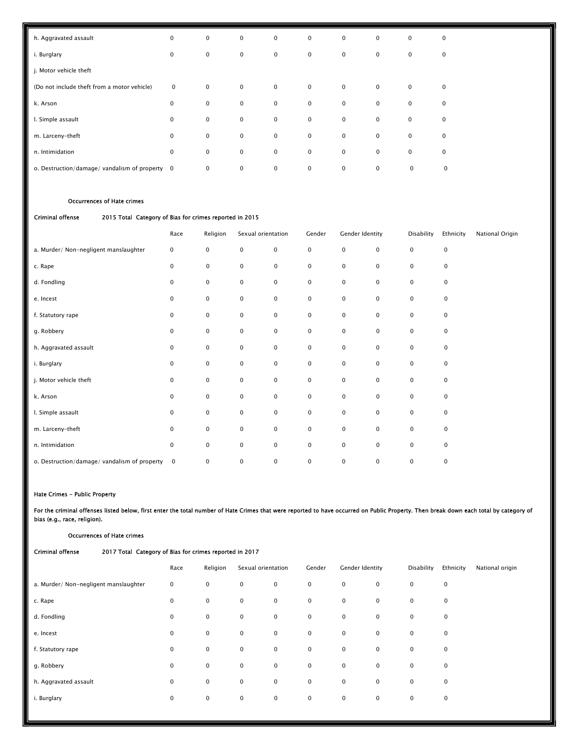| | | | | | | | | | | |
|---|---|---|---|---|---|---|---|---|---|---|
| h. Aggravated assault | 0 | 0 | 0 | 0 | 0 | 0 | 0 | 0 | 0 | |
| i. Burglary | 0 | 0 | 0 | 0 | 0 | 0 | 0 | 0 | 0 | |
| j. Motor vehicle theft | | | | | | | | | | |
| (Do not include theft from a motor vehicle) | 0 | 0 | 0 | 0 | 0 | 0 | 0 | 0 | 0 | |
| k. Arson | 0 | 0 | 0 | 0 | 0 | 0 | 0 | 0 | 0 | |
| l. Simple assault | 0 | 0 | 0 | 0 | 0 | 0 | 0 | 0 | 0 | |
| m. Larceny-theft | 0 | 0 | 0 | 0 | 0 | 0 | 0 | 0 | 0 | |
| n. Intimidation | 0 | 0 | 0 | 0 | 0 | 0 | 0 | 0 | 0 | |
| o. Destruction/damage/ vandalism of property | 0 | 0 | 0 | 0 | 0 | 0 | 0 | 0 | 0 | |

**Occurrences of Hate crimes**

**Criminal offense** **2015 Total Category of Bias for crimes reported in 2015**

| | Race | Religion | Sexual orientation | | Gender | Gender Identity | | Disability | Ethnicity | National Origin |
|---|---|---|---|---|---|---|---|---|---|---|
| a. Murder/ Non-negligent manslaughter | 0 | 0 | 0 | 0 | 0 | 0 | 0 | 0 | 0 | |
| c. Rape | 0 | 0 | 0 | 0 | 0 | 0 | 0 | 0 | 0 | |
| d. Fondling | 0 | 0 | 0 | 0 | 0 | 0 | 0 | 0 | 0 | |
| e. Incest | 0 | 0 | 0 | 0 | 0 | 0 | 0 | 0 | 0 | |
| f. Statutory rape | 0 | 0 | 0 | 0 | 0 | 0 | 0 | 0 | 0 | |
| g. Robbery | 0 | 0 | 0 | 0 | 0 | 0 | 0 | 0 | 0 | |
| h. Aggravated assault | 0 | 0 | 0 | 0 | 0 | 0 | 0 | 0 | 0 | |
| i. Burglary | 0 | 0 | 0 | 0 | 0 | 0 | 0 | 0 | 0 | |
| j. Motor vehicle theft | 0 | 0 | 0 | 0 | 0 | 0 | 0 | 0 | 0 | |
| k. Arson | 0 | 0 | 0 | 0 | 0 | 0 | 0 | 0 | 0 | |
| l. Simple assault | 0 | 0 | 0 | 0 | 0 | 0 | 0 | 0 | 0 | |
| m. Larceny-theft | 0 | 0 | 0 | 0 | 0 | 0 | 0 | 0 | 0 | |
| n. Intimidation | 0 | 0 | 0 | 0 | 0 | 0 | 0 | 0 | 0 | |
| o. Destruction/damage/ vandalism of property | 0 | 0 | 0 | 0 | 0 | 0 | 0 | 0 | 0 | |

**Hate Crimes - Public Property**

**For the criminal offenses listed below, first enter the total number of Hate Crimes that were reported to have occurred on Public Property. Then break down each total by category of bias (e.g., race, religion).**

**Occurrences of Hate crimes**

**Criminal offense** **2017 Total Category of Bias for crimes reported in 2017**

| | Race | Religion | Sexual orientation | | Gender | Gender Identity | | Disability | Ethnicity | National origin |
|---|---|---|---|---|---|---|---|---|---|---|
| a. Murder/ Non-negligent manslaughter | 0 | 0 | 0 | 0 | 0 | 0 | 0 | 0 | 0 | |
| c. Rape | 0 | 0 | 0 | 0 | 0 | 0 | 0 | 0 | 0 | |
| d. Fondling | 0 | 0 | 0 | 0 | 0 | 0 | 0 | 0 | 0 | |
| e. Incest | 0 | 0 | 0 | 0 | 0 | 0 | 0 | 0 | 0 | |
| f. Statutory rape | 0 | 0 | 0 | 0 | 0 | 0 | 0 | 0 | 0 | |
| g. Robbery | 0 | 0 | 0 | 0 | 0 | 0 | 0 | 0 | 0 | |
| h. Aggravated assault | 0 | 0 | 0 | 0 | 0 | 0 | 0 | 0 | 0 | |
| i. Burglary | 0 | 0 | 0 | 0 | 0 | 0 | 0 | 0 | 0 | |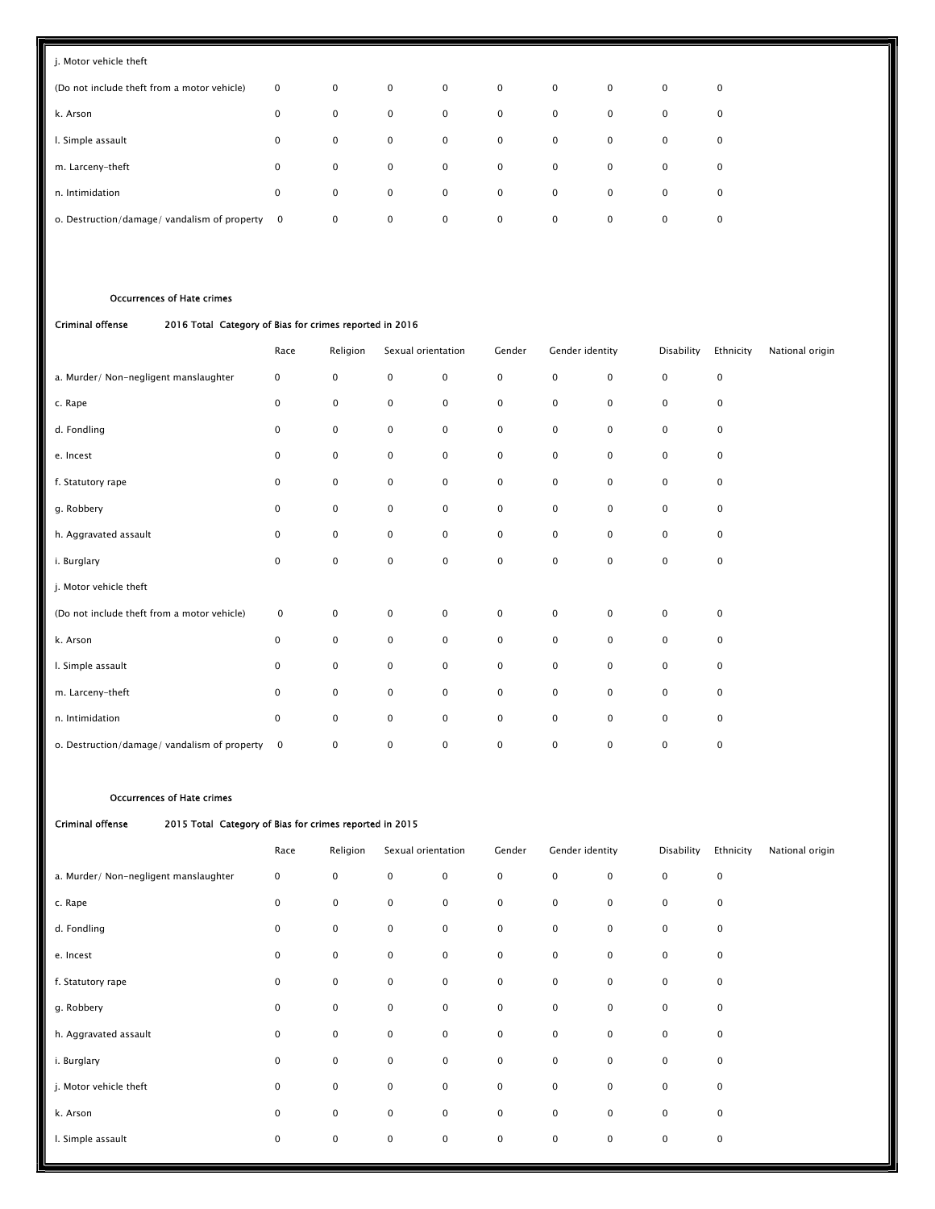| | | | | | | | | | | |
|---|---|---|---|---|---|---|---|---|---|---|
| j. Motor vehicle theft | | | | | | | | | | |
| (Do not include theft from a motor vehicle) | 0 | 0 | 0 | 0 | 0 | 0 | 0 | 0 | 0 | |
| k. Arson | 0 | 0 | 0 | 0 | 0 | 0 | 0 | 0 | 0 | |
| l. Simple assault | 0 | 0 | 0 | 0 | 0 | 0 | 0 | 0 | 0 | |
| m. Larceny-theft | 0 | 0 | 0 | 0 | 0 | 0 | 0 | 0 | 0 | |
| n. Intimidation | 0 | 0 | 0 | 0 | 0 | 0 | 0 | 0 | 0 | |
| o. Destruction/damage/ vandalism of property | 0 | 0 | 0 | 0 | 0 | 0 | 0 | 0 | 0 | |

**Occurrences of Hate crimes**

**Criminal offense** 2016 Total Category of Bias for crimes reported in 2016

| | Race | Religion | Sexual orientation | | Gender | Gender identity | | Disability | Ethnicity | National origin |
|---|---|---|---|---|---|---|---|---|---|---|
| a. Murder/ Non-negligent manslaughter | 0 | 0 | 0 | 0 | 0 | 0 | 0 | 0 | 0 | |
| c. Rape | 0 | 0 | 0 | 0 | 0 | 0 | 0 | 0 | 0 | |
| d. Fondling | 0 | 0 | 0 | 0 | 0 | 0 | 0 | 0 | 0 | |
| e. Incest | 0 | 0 | 0 | 0 | 0 | 0 | 0 | 0 | 0 | |
| f. Statutory rape | 0 | 0 | 0 | 0 | 0 | 0 | 0 | 0 | 0 | |
| g. Robbery | 0 | 0 | 0 | 0 | 0 | 0 | 0 | 0 | 0 | |
| h. Aggravated assault | 0 | 0 | 0 | 0 | 0 | 0 | 0 | 0 | 0 | |
| i. Burglary | 0 | 0 | 0 | 0 | 0 | 0 | 0 | 0 | 0 | |
| j. Motor vehicle theft | | | | | | | | | | |
| (Do not include theft from a motor vehicle) | 0 | 0 | 0 | 0 | 0 | 0 | 0 | 0 | 0 | |
| k. Arson | 0 | 0 | 0 | 0 | 0 | 0 | 0 | 0 | 0 | |
| l. Simple assault | 0 | 0 | 0 | 0 | 0 | 0 | 0 | 0 | 0 | |
| m. Larceny-theft | 0 | 0 | 0 | 0 | 0 | 0 | 0 | 0 | 0 | |
| n. Intimidation | 0 | 0 | 0 | 0 | 0 | 0 | 0 | 0 | 0 | |
| o. Destruction/damage/ vandalism of property | 0 | 0 | 0 | 0 | 0 | 0 | 0 | 0 | 0 | |

**Occurrences of Hate crimes**

**Criminal offense** 2015 Total Category of Bias for crimes reported in 2015

| | Race | Religion | Sexual orientation | | Gender | Gender identity | | Disability | Ethnicity | National origin |
|---|---|---|---|---|---|---|---|---|---|---|
| a. Murder/ Non-negligent manslaughter | 0 | 0 | 0 | 0 | 0 | 0 | 0 | 0 | 0 | |
| c. Rape | 0 | 0 | 0 | 0 | 0 | 0 | 0 | 0 | 0 | |
| d. Fondling | 0 | 0 | 0 | 0 | 0 | 0 | 0 | 0 | 0 | |
| e. Incest | 0 | 0 | 0 | 0 | 0 | 0 | 0 | 0 | 0 | |
| f. Statutory rape | 0 | 0 | 0 | 0 | 0 | 0 | 0 | 0 | 0 | |
| g. Robbery | 0 | 0 | 0 | 0 | 0 | 0 | 0 | 0 | 0 | |
| h. Aggravated assault | 0 | 0 | 0 | 0 | 0 | 0 | 0 | 0 | 0 | |
| i. Burglary | 0 | 0 | 0 | 0 | 0 | 0 | 0 | 0 | 0 | |
| j. Motor vehicle theft | 0 | 0 | 0 | 0 | 0 | 0 | 0 | 0 | 0 | |
| k. Arson | 0 | 0 | 0 | 0 | 0 | 0 | 0 | 0 | 0 | |
| l. Simple assault | 0 | 0 | 0 | 0 | 0 | 0 | 0 | 0 | 0 | |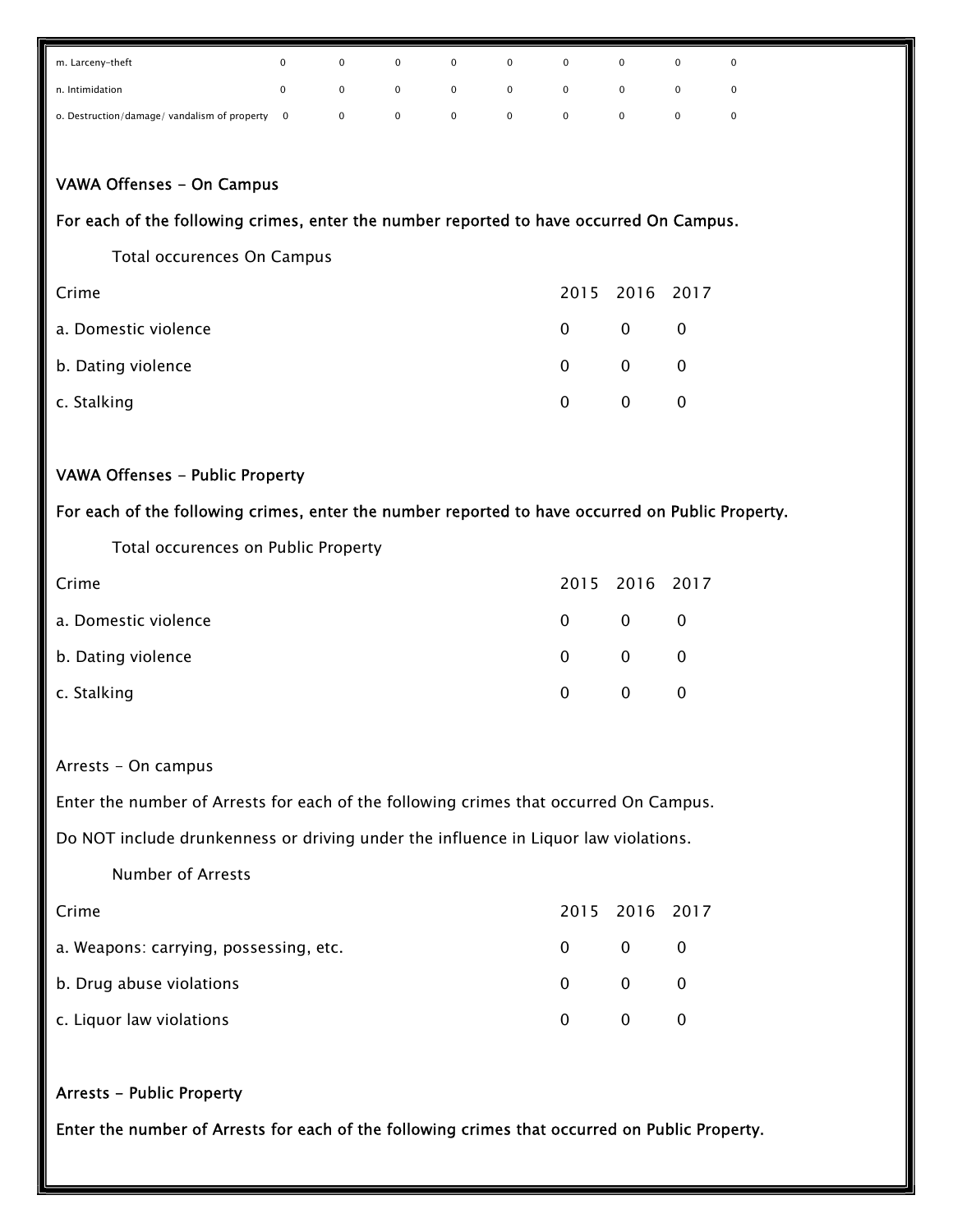| | | | | | | | | | |
|---|---|---|---|---|---|---|---|---|---|
| m. Larceny-theft | 0 | 0 | 0 | 0 | 0 | 0 | 0 | 0 | 0 |
| n. Intimidation | 0 | 0 | 0 | 0 | 0 | 0 | 0 | 0 | 0 |
| o. Destruction/damage/ vandalism of property | 0 | 0 | 0 | 0 | 0 | 0 | 0 | 0 | 0 |

**VAWA Offenses - On Campus**

**For each of the following crimes, enter the number reported to have occurred On Campus.**

Total occurences On Campus

| Crime | 2015 | 2016 | 2017 |
|---|---|---|---|
| a. Domestic violence | 0 | 0 | 0 |
| b. Dating violence | 0 | 0 | 0 |
| c. Stalking | 0 | 0 | 0 |

**VAWA Offenses - Public Property**

**For each of the following crimes, enter the number reported to have occurred on Public Property.**

Total occurences on Public Property

| Crime | 2015 | 2016 | 2017 |
|---|---|---|---|
| a. Domestic violence | 0 | 0 | 0 |
| b. Dating violence | 0 | 0 | 0 |
| c. Stalking | 0 | 0 | 0 |

Arrests - On campus

Enter the number of Arrests for each of the following crimes that occurred On Campus.

Do NOT include drunkenness or driving under the influence in Liquor law violations.

Number of Arrests

| Crime | 2015 | 2016 | 2017 |
|---|---|---|---|
| a. Weapons: carrying, possessing, etc. | 0 | 0 | 0 |
| b. Drug abuse violations | 0 | 0 | 0 |
| c. Liquor law violations | 0 | 0 | 0 |

**Arrests - Public Property**

**Enter the number of Arrests for each of the following crimes that occurred on Public Property.**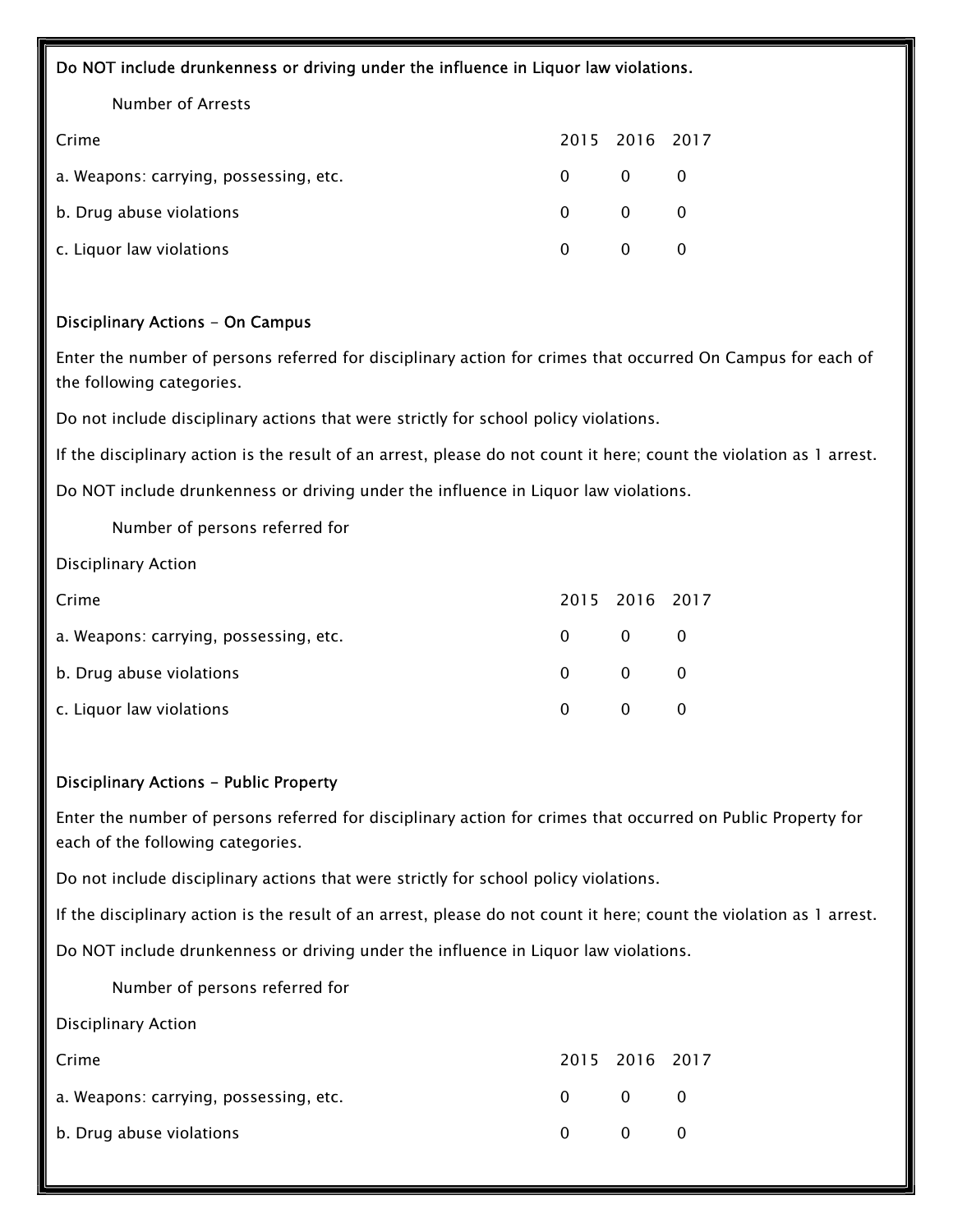**Do NOT include drunkenness or driving under the influence in Liquor law violations.**

Number of Arrests

| Crime | 2015 | 2016 | 2017 |
|---|---|---|---|
| a. Weapons: carrying, possessing, etc. | 0 | 0 | 0 |
| b. Drug abuse violations | 0 | 0 | 0 |
| c. Liquor law violations | 0 | 0 | 0 |

**Disciplinary Actions - On Campus**

Enter the number of persons referred for disciplinary action for crimes that occurred On Campus for each of the following categories.

Do not include disciplinary actions that were strictly for school policy violations.

If the disciplinary action is the result of an arrest, please do not count it here; count the violation as 1 arrest.

Do NOT include drunkenness or driving under the influence in Liquor law violations.

Number of persons referred for

Disciplinary Action

| Crime | 2015 | 2016 | 2017 |
|---|---|---|---|
| a. Weapons: carrying, possessing, etc. | 0 | 0 | 0 |
| b. Drug abuse violations | 0 | 0 | 0 |
| c. Liquor law violations | 0 | 0 | 0 |

**Disciplinary Actions - Public Property**

Enter the number of persons referred for disciplinary action for crimes that occurred on Public Property for each of the following categories.

Do not include disciplinary actions that were strictly for school policy violations.

If the disciplinary action is the result of an arrest, please do not count it here; count the violation as 1 arrest.

Do NOT include drunkenness or driving under the influence in Liquor law violations.

Number of persons referred for

Disciplinary Action

| Crime | 2015 | 2016 | 2017 |
|---|---|---|---|
| a. Weapons: carrying, possessing, etc. | 0 | 0 | 0 |
| b. Drug abuse violations | 0 | 0 | 0 |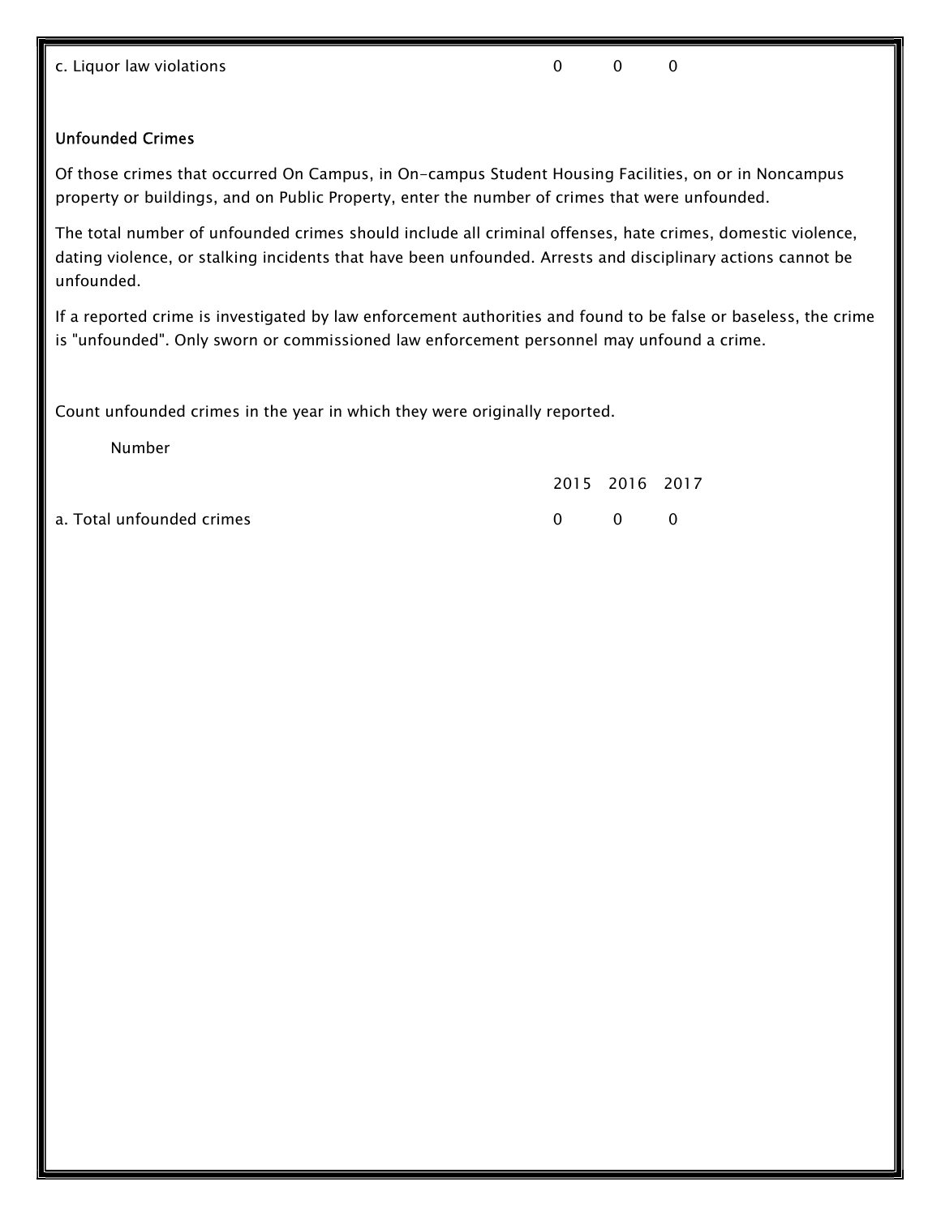| | | | |
|---|---|---|---|
| c. Liquor law violations | 0 | 0 | 0 |

### Unfounded Crimes

Of those crimes that occurred On Campus, in On-campus Student Housing Facilities, on or in Noncampus property or buildings, and on Public Property, enter the number of crimes that were unfounded.

The total number of unfounded crimes should include all criminal offenses, hate crimes, domestic violence, dating violence, or stalking incidents that have been unfounded. Arrests and disciplinary actions cannot be unfounded.

If a reported crime is investigated by law enforcement authorities and found to be false or baseless, the crime is "unfounded". Only sworn or commissioned law enforcement personnel may unfound a crime.

Count unfounded crimes in the year in which they were originally reported.

Number

| | 2015 | 2016 | 2017 |
|---|---|---|---|
| a. Total unfounded crimes | 0 | 0 | 0 |